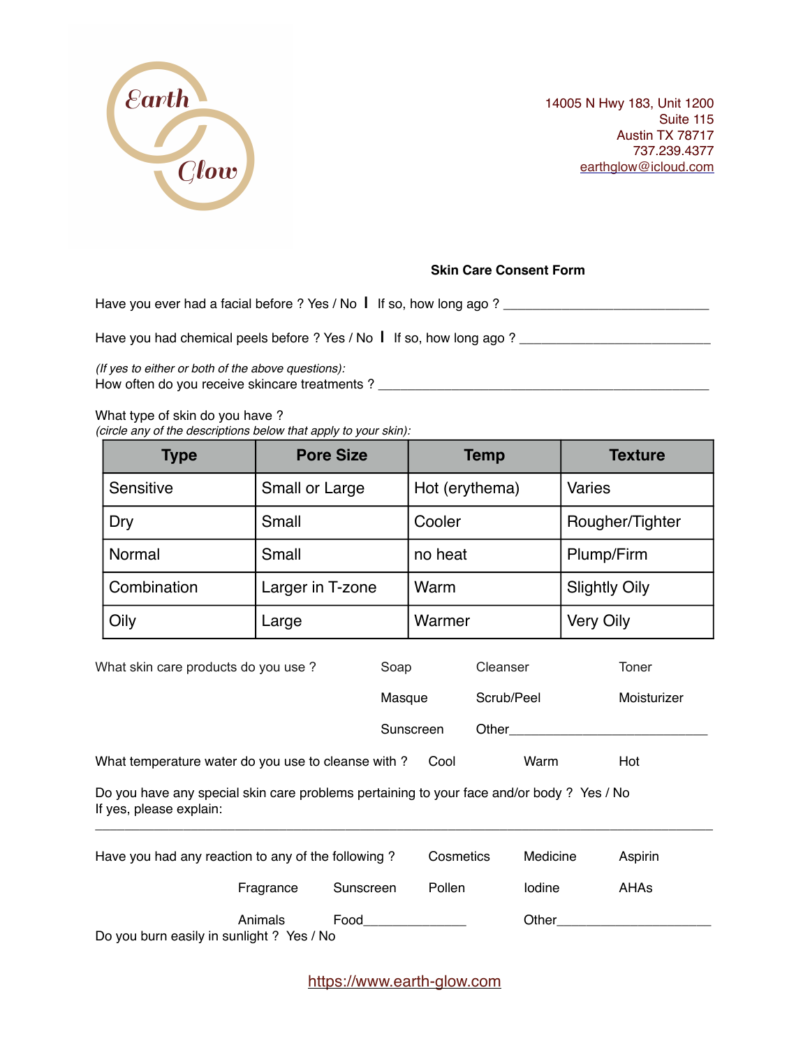Earth Glow

14005 N Hwy 183, Unit 1200
Suite 115
Austin TX 78717
737.239.4377
earthglow@icloud.com

## Skin Care Consent Form

Have you ever had a facial before ? Yes / No **|** If so, how long ago ? ____________________________

Have you had chemical peels before ? Yes / No **|** If so, how long ago ? ___________________________

*(If yes to either or both of the above questions):*
How often do you receive skincare treatments ? ______________________________________________

What type of skin do you have ?
*(circle any of the descriptions below that apply to your skin):*

| Type | Pore Size | Temp | Texture |
|---|---|---|---|
| Sensitive | Small or Large | Hot (erythema) | Varies |
| Dry | Small | Cooler | Rougher/Tighter |
| Normal | Small | no heat | Plump/Firm |
| Combination | Larger in T-zone | Warm | Slightly Oily |
| Oily | Large | Warmer | Very Oily |

What skin care products do you use ? Soap Cleanser Toner

Masque Scrub/Peel Moisturizer

Sunscreen Other____________________________

What temperature water do you use to cleanse with ? Cool Warm Hot

Do you have any special skin care problems pertaining to your face and/or body ? Yes / No
If yes, please explain:

______________________________________________________________________________

Have you had any reaction to any of the following ? Cosmetics Medicine Aspirin

Fragrance Sunscreen Pollen Iodine AHAs

Animals Food______________ Other______________________

Do you burn easily in sunlight ? Yes / No

https://www.earth-glow.com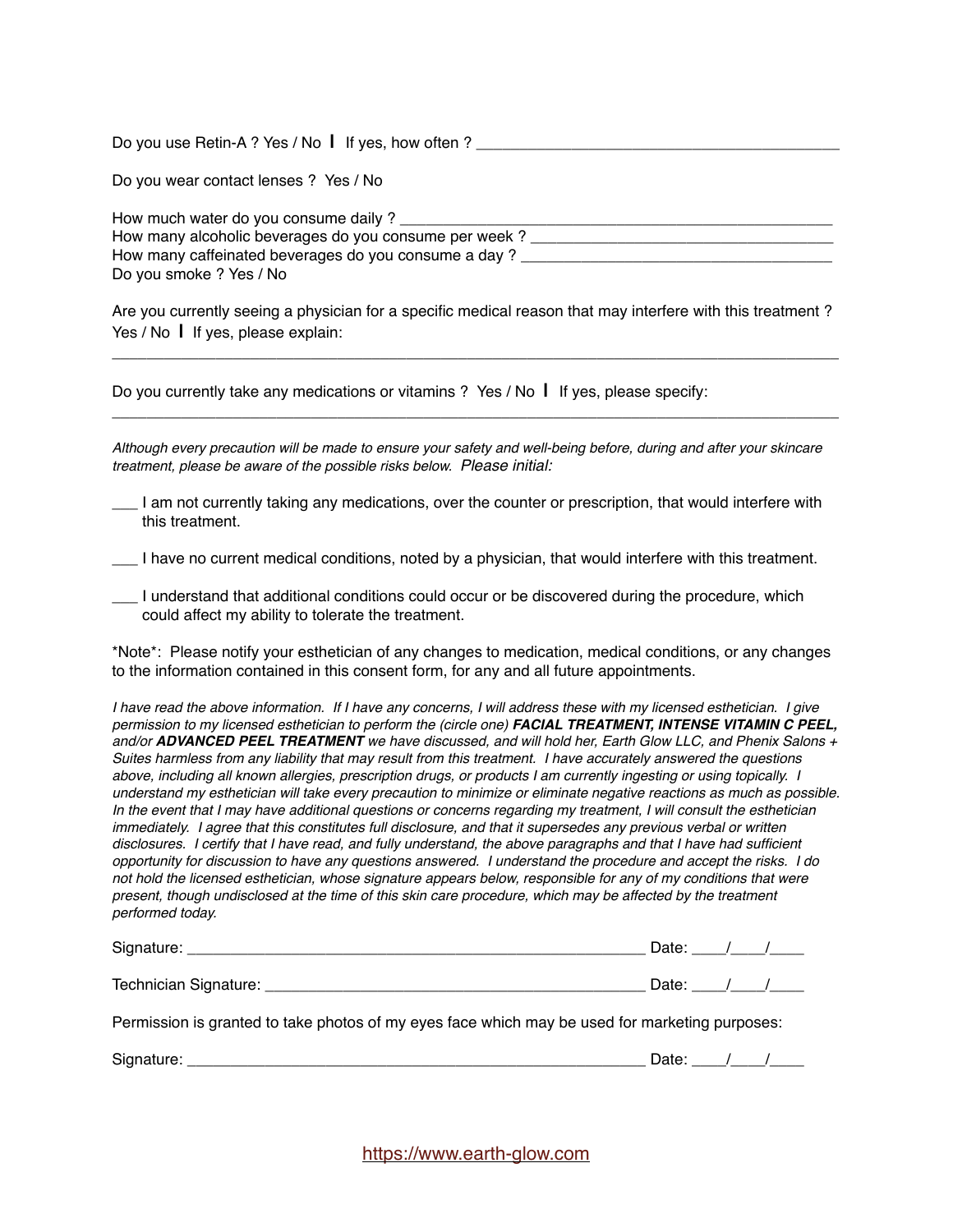Do you use Retin-A ? Yes / No **I** If yes, how often ? ___________________________________________

Do you wear contact lenses ? Yes / No

How much water do you consume daily ? ____________________________________________________
How many alcoholic beverages do you consume per week ? ____________________________________
How many caffeinated beverages do you consume a day ? _____________________________________
Do you smoke ? Yes / No

Are you currently seeing a physician for a specific medical reason that may interfere with this treatment ? Yes / No **I** If yes, please explain:

_____________________________________________________________________________________

Do you currently take any medications or vitamins ? Yes / No **I** If yes, please specify:

_____________________________________________________________________________________

*Although every precaution will be made to ensure your safety and well-being before, during and after your skincare treatment, please be aware of the possible risks below. Please initial:*

___ I am not currently taking any medications, over the counter or prescription, that would interfere with this treatment.

___ I have no current medical conditions, noted by a physician, that would interfere with this treatment.

___ I understand that additional conditions could occur or be discovered during the procedure, which could affect my ability to tolerate the treatment.

*Note*: Please notify your esthetician of any changes to medication, medical conditions, or any changes to the information contained in this consent form, for any and all future appointments.

*I have read the above information. If I have any concerns, I will address these with my licensed esthetician. I give permission to my licensed esthetician to perform the (circle one)* ***FACIAL TREATMENT, INTENSE VITAMIN C PEEL,*** *and/or* ***ADVANCED PEEL TREATMENT*** *we have discussed, and will hold her, Earth Glow LLC, and Phenix Salons + Suites harmless from any liability that may result from this treatment. I have accurately answered the questions above, including all known allergies, prescription drugs, or products I am currently ingesting or using topically. I understand my esthetician will take every precaution to minimize or eliminate negative reactions as much as possible. In the event that I may have additional questions or concerns regarding my treatment, I will consult the esthetician immediately. I agree that this constitutes full disclosure, and that it supersedes any previous verbal or written disclosures. I certify that I have read, and fully understand, the above paragraphs and that I have had sufficient opportunity for discussion to have any questions answered. I understand the procedure and accept the risks. I do not hold the licensed esthetician, whose signature appears below, responsible for any of my conditions that were present, though undisclosed at the time of this skin care procedure, which may be affected by the treatment performed today.*

Signature: ______________________________________________________ Date: ____/____/____

Technician Signature: _____________________________________________ Date: ____/____/____

Permission is granted to take photos of my eyes face which may be used for marketing purposes:

Signature: ______________________________________________________ Date: ____/____/____

https://www.earth-glow.com